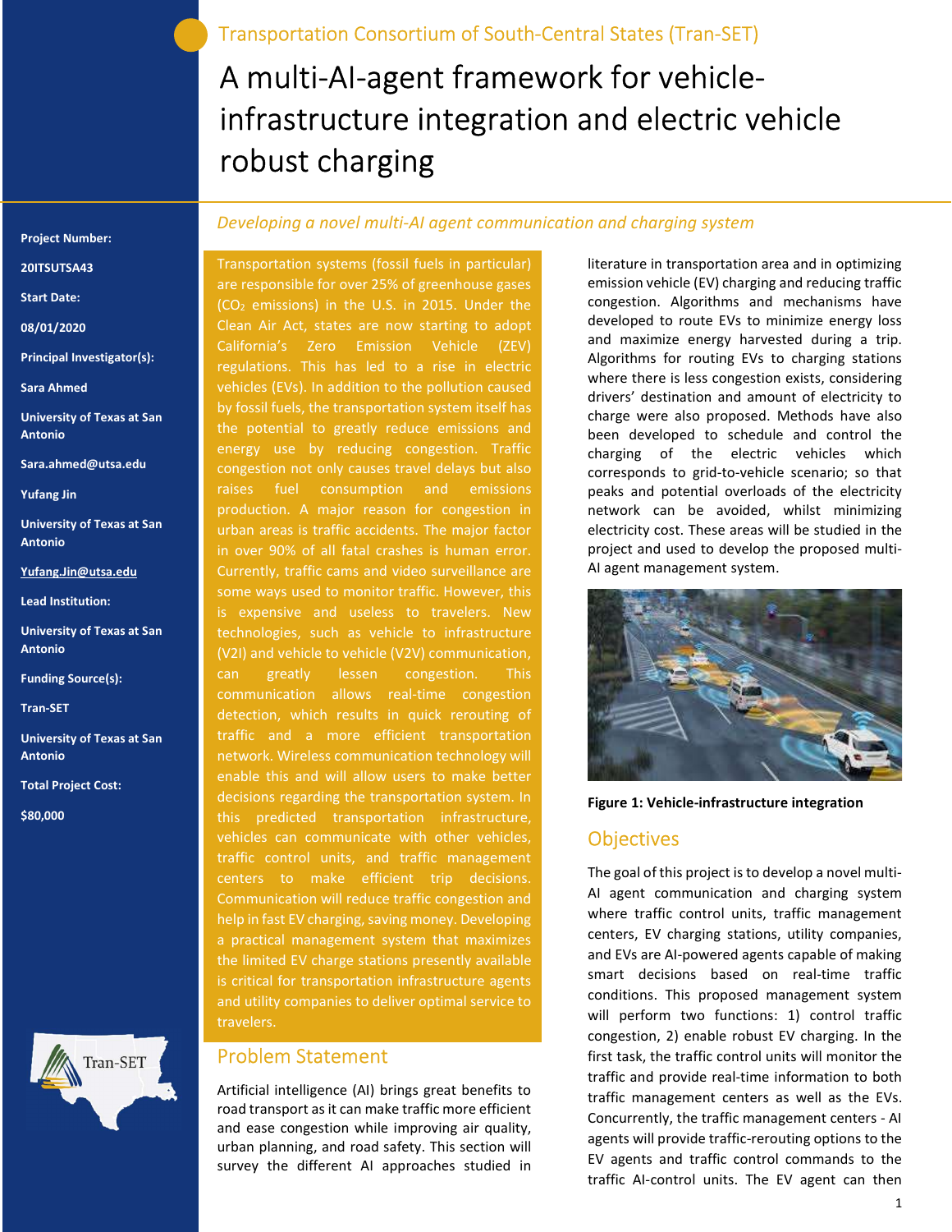Transportation Consortium of South-Central States (Tran-SET)

# A multi-AI-agent framework for vehicle-infrastructure integration and electric vehicle robust charging

*Developing a novel multi-AI agent communication and charging system*

**Project Number:**

**20ITSUTSA43**

**Start Date:**

**08/01/2020**

**Principal Investigator(s):**

**Sara Ahmed**

**University of Texas at San Antonio**

**Sara.ahmed@utsa.edu**

**Yufang Jin**

**University of Texas at San Antonio**

**Yufang.Jin@utsa.edu**

**Lead Institution:**

**University of Texas at San Antonio**

**Funding Source(s):**

**Tran-SET**

**University of Texas at San Antonio**

**Total Project Cost:**

**$80,000**

Transportation systems (fossil fuels in particular) are responsible for over 25% of greenhouse gases ($CO_2$ emissions) in the U.S. in 2015. Under the Clean Air Act, states are now starting to adopt California's Zero Emission Vehicle (ZEV) regulations. This has led to a rise in electric vehicles (EVs). In addition to the pollution caused by fossil fuels, the transportation system itself has the potential to greatly reduce emissions and energy use by reducing congestion. Traffic congestion not only causes travel delays but also raises fuel consumption and emissions production. A major reason for congestion in urban areas is traffic accidents. The major factor in over 90% of all fatal crashes is human error. Currently, traffic cams and video surveillance are some ways used to monitor traffic. However, this is expensive and useless to travelers. New technologies, such as vehicle to infrastructure (V2I) and vehicle to vehicle (V2V) communication, can greatly lessen congestion. This communication allows real-time congestion detection, which results in quick rerouting of traffic and a more efficient transportation network. Wireless communication technology will enable this and will allow users to make better decisions regarding the transportation system. In this predicted transportation infrastructure, vehicles can communicate with other vehicles, traffic control units, and traffic management centers to make efficient trip decisions. Communication will reduce traffic congestion and help in fast EV charging, saving money. Developing a practical management system that maximizes the limited EV charge stations presently available is critical for transportation infrastructure agents and utility companies to deliver optimal service to travelers.

## Problem Statement

Artificial intelligence (AI) brings great benefits to road transport as it can make traffic more efficient and ease congestion while improving air quality, urban planning, and road safety. This section will survey the different AI approaches studied in literature in transportation area and in optimizing emission vehicle (EV) charging and reducing traffic congestion. Algorithms and mechanisms have developed to route EVs to minimize energy loss and maximize energy harvested during a trip. Algorithms for routing EVs to charging stations where there is less congestion exists, considering drivers' destination and amount of electricity to charge were also proposed. Methods have also been developed to schedule and control the charging of the electric vehicles which corresponds to grid-to-vehicle scenario; so that peaks and potential overloads of the electricity network can be avoided, whilst minimizing electricity cost. These areas will be studied in the project and used to develop the proposed multi-AI agent management system.

**Figure 1: Vehicle-infrastructure integration**

## Objectives

The goal of this project is to develop a novel multi-AI agent communication and charging system where traffic control units, traffic management centers, EV charging stations, utility companies, and EVs are AI-powered agents capable of making smart decisions based on real-time traffic conditions. This proposed management system will perform two functions: 1) control traffic congestion, 2) enable robust EV charging. In the first task, the traffic control units will monitor the traffic and provide real-time information to both traffic management centers as well as the EVs. Concurrently, the traffic management centers - AI agents will provide traffic-rerouting options to the EV agents and traffic control commands to the traffic AI-control units. The EV agent can then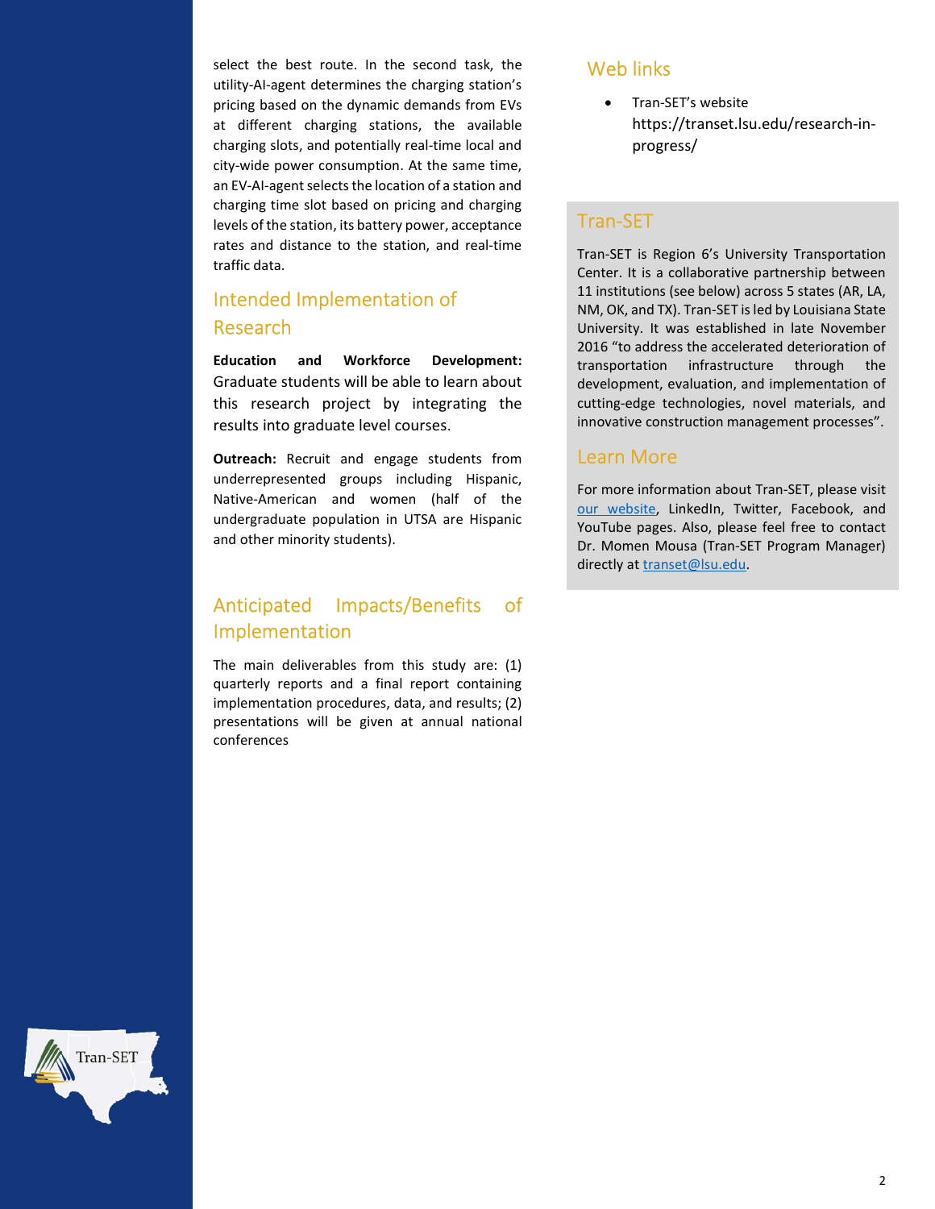select the best route. In the second task, the utility-AI-agent determines the charging station's pricing based on the dynamic demands from EVs at different charging stations, the available charging slots, and potentially real-time local and city-wide power consumption. At the same time, an EV-AI-agent selects the location of a station and charging time slot based on pricing and charging levels of the station, its battery power, acceptance rates and distance to the station, and real-time traffic data.

## Intended Implementation of Research

**Education and Workforce Development:** Graduate students will be able to learn about this research project by integrating the results into graduate level courses.

**Outreach:** Recruit and engage students from underrepresented groups including Hispanic, Native-American and women (half of the undergraduate population in UTSA are Hispanic and other minority students).

## Anticipated Impacts/Benefits of Implementation

The main deliverables from this study are: (1) quarterly reports and a final report containing implementation procedures, data, and results; (2) presentations will be given at annual national conferences

## Web links

- Tran-SET's website https://transet.lsu.edu/research-in-progress/

## Tran-SET

Tran-SET is Region 6's University Transportation Center. It is a collaborative partnership between 11 institutions (see below) across 5 states (AR, LA, NM, OK, and TX). Tran-SET is led by Louisiana State University. It was established in late November 2016 "to address the accelerated deterioration of transportation infrastructure through the development, evaluation, and implementation of cutting-edge technologies, novel materials, and innovative construction management processes".

## Learn More

For more information about Tran-SET, please visit our website, LinkedIn, Twitter, Facebook, and YouTube pages. Also, please feel free to contact Dr. Momen Mousa (Tran-SET Program Manager) directly at transet@lsu.edu.